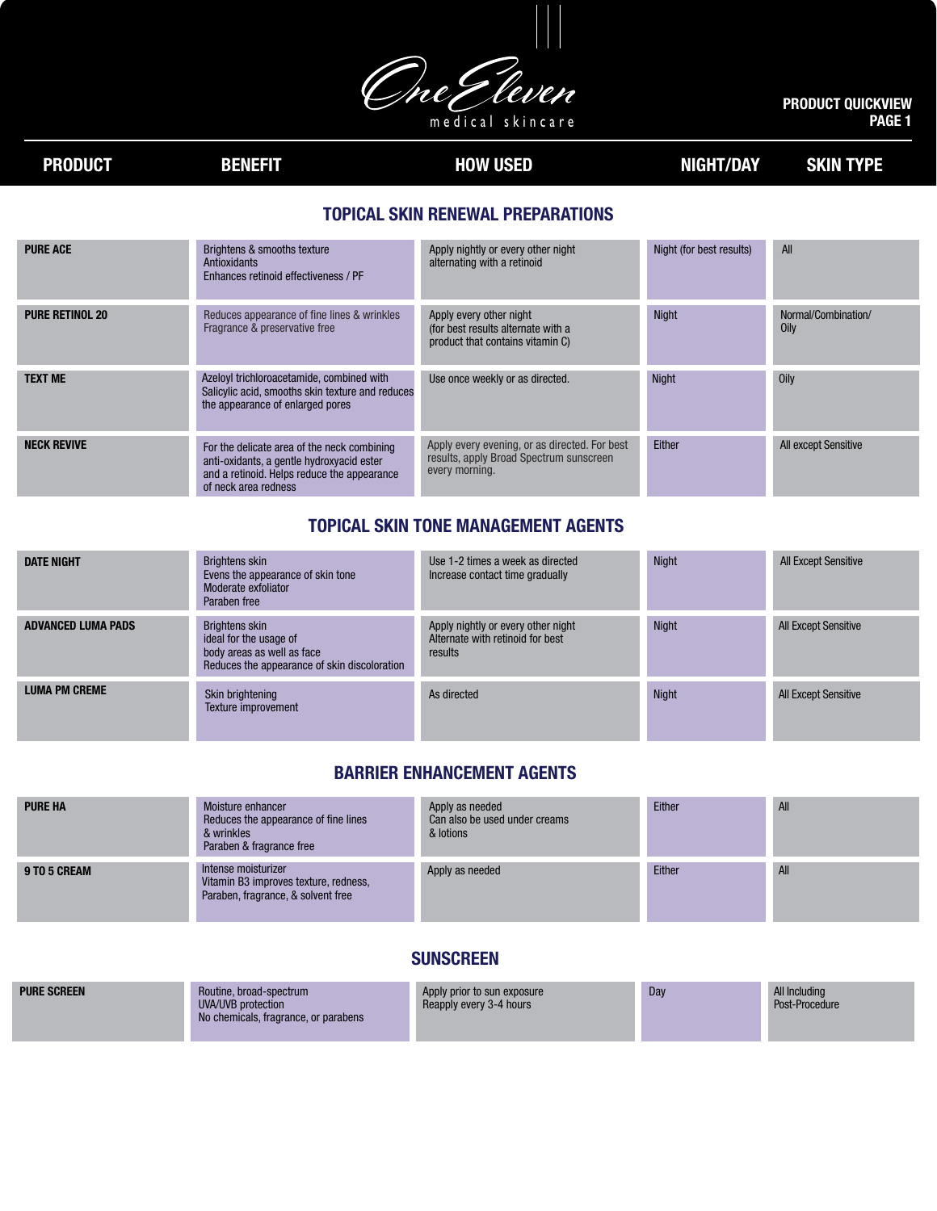# OneEleven medical skincare

**PRODUCT QUICKVIEW**

| PRODUCT | BENEFIT | HOW USED | NIGHT/DAY | SKIN TYPE |
|---|---|---|---|---|
| **TOPICAL SKIN RENEWAL PREPARATIONS** | | | | |
| **PURE ACE** | Brightens & smooths texture<br>Antioxidants<br>Enhances retinoid effectiveness / PF | Apply nightly or every other night alternating with a retinoid | Night (for best results) | All |
| **PURE RETINOL 20** | Reduces appearance of fine lines & wrinkles<br>Fragrance & preservative free | Apply every other night (for best results alternate with a product that contains vitamin C) | Night | Normal/Combination/ Oily |
| **TEXT ME** | Azeloyl trichloroacetamide, combined with Salicylic acid, smooths skin texture and reduces the appearance of enlarged pores | Use once weekly or as directed. | Night | Oily |
| **NECK REVIVE** | For the delicate area of the neck combining anti-oxidants, a gentle hydroxyacid ester and a retinoid. Helps reduce the appearance of neck area redness | Apply every evening, or as directed. For best results, apply Broad Spectrum sunscreen every morning. | Either | All except Sensitive |
| **TOPICAL SKIN TONE MANAGEMENT AGENTS** | | | | |
| **DATE NIGHT** | Brightens skin<br>Evens the appearance of skin tone<br>Moderate exfoliator<br>Paraben free | Use 1-2 times a week as directed<br>Increase contact time gradually | Night | All Except Sensitive |
| **ADVANCED LUMA PADS** | Brightens skin<br>ideal for the usage of body areas as well as face<br>Reduces the appearance of skin discoloration | Apply nightly or every other night<br>Alternate with retinoid for best results | Night | All Except Sensitive |
| **LUMA PM CREME** | Skin brightening<br>Texture improvement | As directed | Night | All Except Sensitive |
| **BARRIER ENHANCEMENT AGENTS** | | | | |
| **PURE HA** | Moisture enhancer<br>Reduces the appearance of fine lines & wrinkles<br>Paraben & fragrance free | Apply as needed<br>Can also be used under creams & lotions | Either | All |
| **9 TO 5 CREAM** | Intense moisturizer<br>Vitamin B3 improves texture, redness, Paraben, fragrance, & solvent free | Apply as needed | Either | All |
| **SUNSCREEN** | | | | |
| **PURE SCREEN** | Routine, broad-spectrum UVA/UVB protection<br>No chemicals, fragrance, or parabens | Apply prior to sun exposure<br>Reapply every 3-4 hours | Day | All Including Post-Procedure |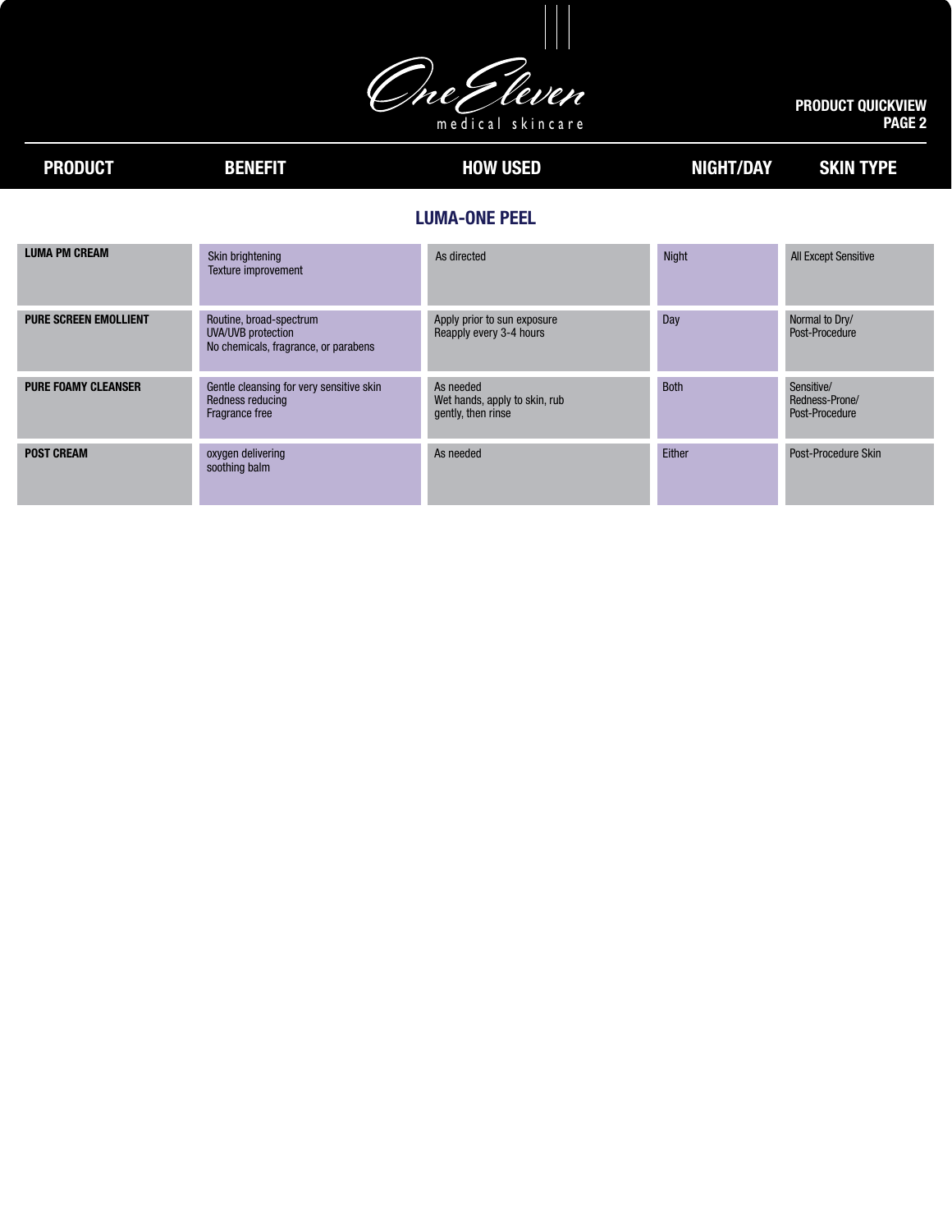One Eleven medical skincare

PRODUCT QUICKVIEW
PAGE 2

## LUMA-ONE PEEL

| PRODUCT | BENEFIT | HOW USED | NIGHT/DAY | SKIN TYPE |
| --- | --- | --- | --- | --- |
| **LUMA PM CREAM** | Skin brightening<br>Texture improvement | As directed | Night | All Except Sensitive |
| **PURE SCREEN EMOLLIENT** | Routine, broad-spectrum UVA/UVB protection<br>No chemicals, fragrance, or parabens | Apply prior to sun exposure<br>Reapply every 3-4 hours | Day | Normal to Dry/<br>Post-Procedure |
| **PURE FOAMY CLEANSER** | Gentle cleansing for very sensitive skin<br>Redness reducing<br>Fragrance free | As needed<br>Wet hands, apply to skin, rub gently, then rinse | Both | Sensitive/<br>Redness-Prone/<br>Post-Procedure |
| **POST CREAM** | oxygen delivering<br>soothing balm | As needed | Either | Post-Procedure Skin |